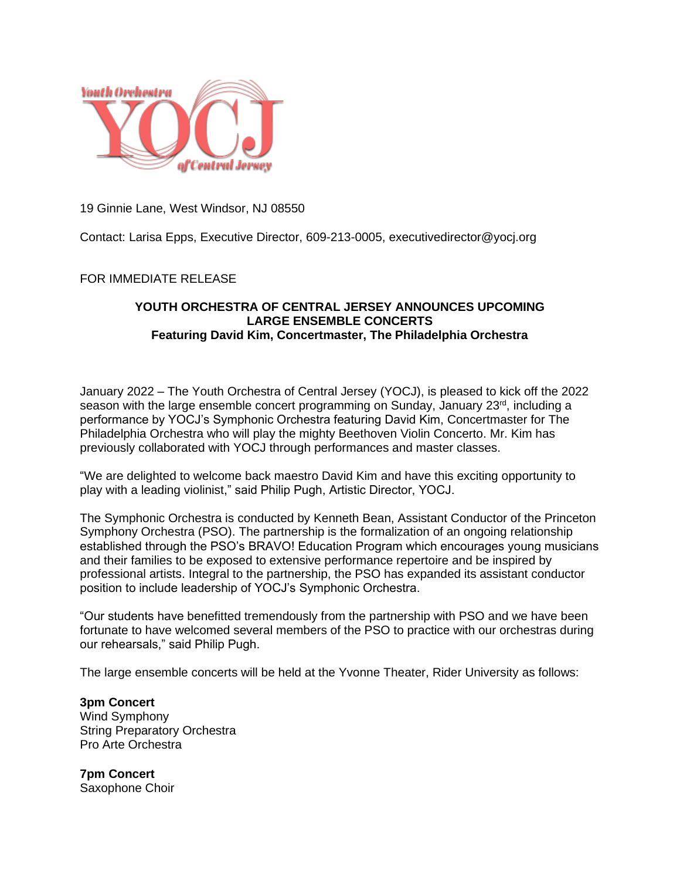19 Ginnie Lane, West Windsor, NJ 08550

Contact: Larisa Epps, Executive Director, 609-213-0005, executivedirector@yocj.org

FOR IMMEDIATE RELEASE

**YOUTH ORCHESTRA OF CENTRAL JERSEY ANNOUNCES UPCOMING LARGE ENSEMBLE CONCERTS**
**Featuring David Kim, Concertmaster, The Philadelphia Orchestra**

January 2022 – The Youth Orchestra of Central Jersey (YOCJ), is pleased to kick off the 2022 season with the large ensemble concert programming on Sunday, January 23rd, including a performance by YOCJ's Symphonic Orchestra featuring David Kim, Concertmaster for The Philadelphia Orchestra who will play the mighty Beethoven Violin Concerto. Mr. Kim has previously collaborated with YOCJ through performances and master classes.

"We are delighted to welcome back maestro David Kim and have this exciting opportunity to play with a leading violinist," said Philip Pugh, Artistic Director, YOCJ.

The Symphonic Orchestra is conducted by Kenneth Bean, Assistant Conductor of the Princeton Symphony Orchestra (PSO). The partnership is the formalization of an ongoing relationship established through the PSO's BRAVO! Education Program which encourages young musicians and their families to be exposed to extensive performance repertoire and be inspired by professional artists. Integral to the partnership, the PSO has expanded its assistant conductor position to include leadership of YOCJ's Symphonic Orchestra.

"Our students have benefitted tremendously from the partnership with PSO and we have been fortunate to have welcomed several members of the PSO to practice with our orchestras during our rehearsals," said Philip Pugh.

The large ensemble concerts will be held at the Yvonne Theater, Rider University as follows:

**3pm Concert**
Wind Symphony
String Preparatory Orchestra
Pro Arte Orchestra

**7pm Concert**
Saxophone Choir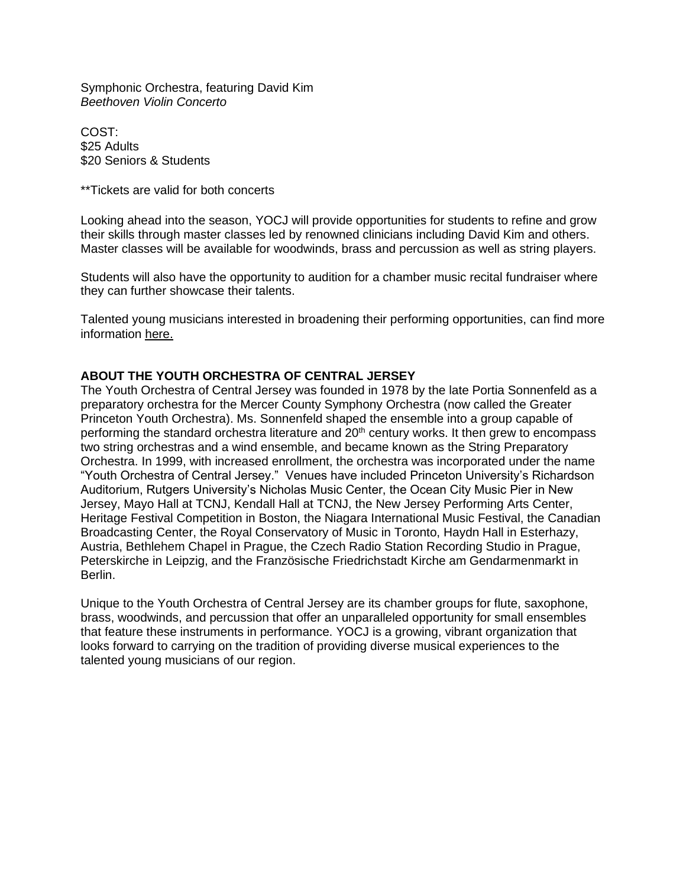Symphonic Orchestra, featuring David Kim
*Beethoven Violin Concerto*

COST:
$25 Adults
$20 Seniors & Students

**Tickets are valid for both concerts

Looking ahead into the season, YOCJ will provide opportunities for students to refine and grow their skills through master classes led by renowned clinicians including David Kim and others. Master classes will be available for woodwinds, brass and percussion as well as string players.

Students will also have the opportunity to audition for a chamber music recital fundraiser where they can further showcase their talents.

Talented young musicians interested in broadening their performing opportunities, can find more information here.

**ABOUT THE YOUTH ORCHESTRA OF CENTRAL JERSEY**

The Youth Orchestra of Central Jersey was founded in 1978 by the late Portia Sonnenfeld as a preparatory orchestra for the Mercer County Symphony Orchestra (now called the Greater Princeton Youth Orchestra). Ms. Sonnenfeld shaped the ensemble into a group capable of performing the standard orchestra literature and 20th century works. It then grew to encompass two string orchestras and a wind ensemble, and became known as the String Preparatory Orchestra. In 1999, with increased enrollment, the orchestra was incorporated under the name "Youth Orchestra of Central Jersey." Venues have included Princeton University's Richardson Auditorium, Rutgers University's Nicholas Music Center, the Ocean City Music Pier in New Jersey, Mayo Hall at TCNJ, Kendall Hall at TCNJ, the New Jersey Performing Arts Center, Heritage Festival Competition in Boston, the Niagara International Music Festival, the Canadian Broadcasting Center, the Royal Conservatory of Music in Toronto, Haydn Hall in Esterhazy, Austria, Bethlehem Chapel in Prague, the Czech Radio Station Recording Studio in Prague, Peterskirche in Leipzig, and the Französische Friedrichstadt Kirche am Gendarmenmarkt in Berlin.

Unique to the Youth Orchestra of Central Jersey are its chamber groups for flute, saxophone, brass, woodwinds, and percussion that offer an unparalleled opportunity for small ensembles that feature these instruments in performance. YOCJ is a growing, vibrant organization that looks forward to carrying on the tradition of providing diverse musical experiences to the talented young musicians of our region.